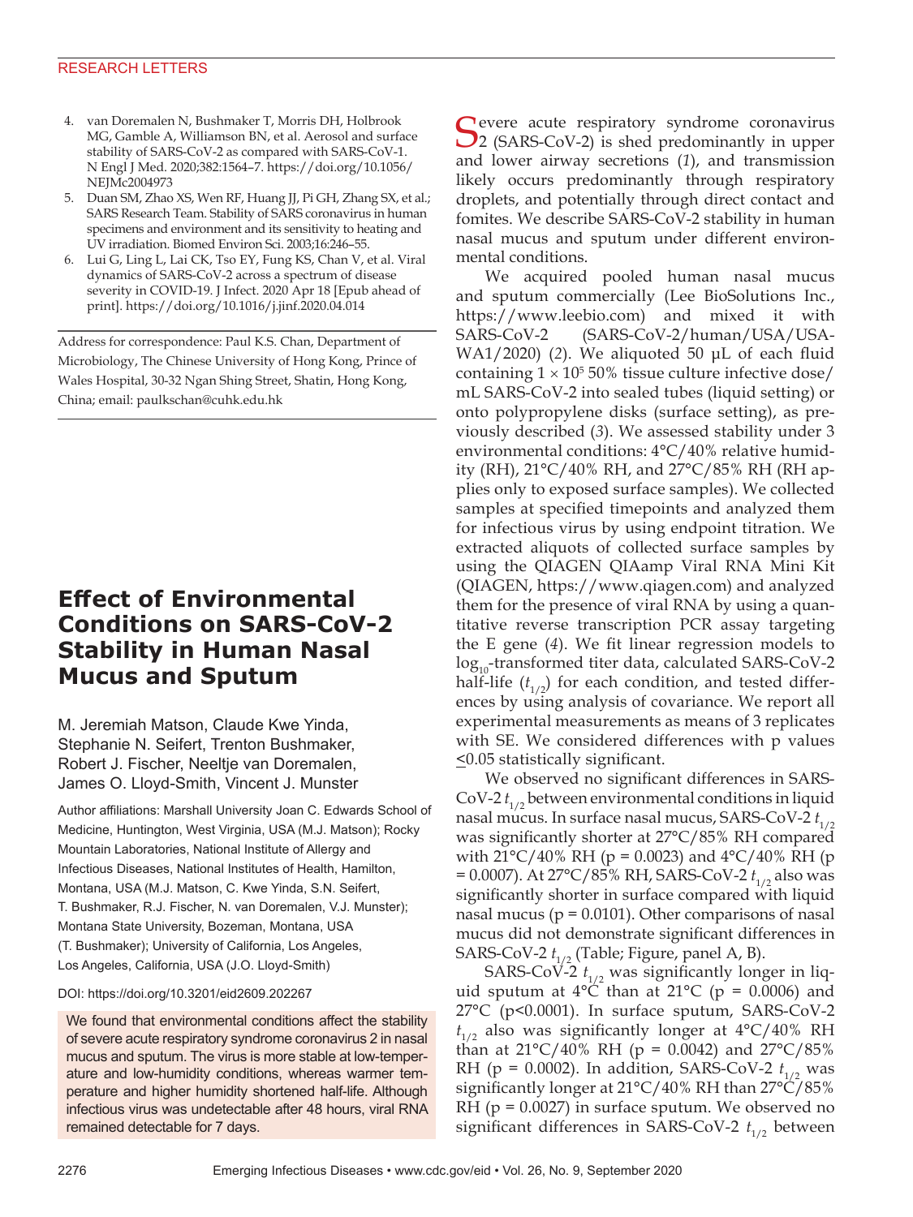4. van Doremalen N, Bushmaker T, Morris DH, Holbrook MG, Gamble A, Williamson BN, et al. Aerosol and surface stability of SARS-CoV-2 as compared with SARS-CoV-1. N Engl J Med. 2020;382:1564–7. https://doi.org/10.1056/NEJMc2004973
5. Duan SM, Zhao XS, Wen RF, Huang JJ, Pi GH, Zhang SX, et al.; SARS Research Team. Stability of SARS coronavirus in human specimens and environment and its sensitivity to heating and UV irradiation. Biomed Environ Sci. 2003;16:246–55.
6. Lui G, Ling L, Lai CK, Tso EY, Fung KS, Chan V, et al. Viral dynamics of SARS-CoV-2 across a spectrum of disease severity in COVID-19. J Infect. 2020 Apr 18 [Epub ahead of print]. https://doi.org/10.1016/j.jinf.2020.04.014

Address for correspondence: Paul K.S. Chan, Department of Microbiology, The Chinese University of Hong Kong, Prince of Wales Hospital, 30-32 Ngan Shing Street, Shatin, Hong Kong, China; email: paulkschan@cuhk.edu.hk

# Effect of Environmental Conditions on SARS-CoV-2 Stability in Human Nasal Mucus and Sputum

M. Jeremiah Matson, Claude Kwe Yinda, Stephanie N. Seifert, Trenton Bushmaker, Robert J. Fischer, Neeltje van Doremalen, James O. Lloyd-Smith, Vincent J. Munster

Author affiliations: Marshall University Joan C. Edwards School of Medicine, Huntington, West Virginia, USA (M.J. Matson); Rocky Mountain Laboratories, National Institute of Allergy and Infectious Diseases, National Institutes of Health, Hamilton, Montana, USA (M.J. Matson, C. Kwe Yinda, S.N. Seifert, T. Bushmaker, R.J. Fischer, N. van Doremalen, V.J. Munster); Montana State University, Bozeman, Montana, USA (T. Bushmaker); University of California, Los Angeles, Los Angeles, California, USA (J.O. Lloyd-Smith)

DOI: https://doi.org/10.3201/eid2609.202267

We found that environmental conditions affect the stability of severe acute respiratory syndrome coronavirus 2 in nasal mucus and sputum. The virus is more stable at low-temperature and low-humidity conditions, whereas warmer temperature and higher humidity shortened half-life. Although infectious virus was undetectable after 48 hours, viral RNA remained detectable for 7 days.

Severe acute respiratory syndrome coronavirus 2 (SARS-CoV-2) is shed predominantly in upper and lower airway secretions (*1*), and transmission likely occurs predominantly through respiratory droplets, and potentially through direct contact and fomites. We describe SARS-CoV-2 stability in human nasal mucus and sputum under different environmental conditions.

We acquired pooled human nasal mucus and sputum commercially (Lee BioSolutions Inc., https://www.leebio.com) and mixed it with SARS-CoV-2 (SARS-CoV-2/human/USA/USA-WA1/2020) (*2*). We aliquoted 50 µL of each fluid containing $1 \times 10^5$ 50% tissue culture infective dose/mL SARS-CoV-2 into sealed tubes (liquid setting) or onto polypropylene disks (surface setting), as previously described (*3*). We assessed stability under 3 environmental conditions: 4°C/40% relative humidity (RH), 21°C/40% RH, and 27°C/85% RH (RH applies only to exposed surface samples). We collected samples at specified timepoints and analyzed them for infectious virus by using endpoint titration. We extracted aliquots of collected surface samples by using the QIAGEN QIAamp Viral RNA Mini Kit (QIAGEN, https://www.qiagen.com) and analyzed them for the presence of viral RNA by using a quantitative reverse transcription PCR assay targeting the E gene (*4*). We fit linear regression models to $\log_{10}$-transformed titer data, calculated SARS-CoV-2 half-life ($t_{1/2}$) for each condition, and tested differences by using analysis of covariance. We report all experimental measurements as means of 3 replicates with SE. We considered differences with p values $\leq$0.05 statistically significant.

We observed no significant differences in SARS-CoV-2 $t_{1/2}$ between environmental conditions in liquid nasal mucus. In surface nasal mucus, SARS-CoV-2 $t_{1/2}$ was significantly shorter at 27°C/85% RH compared with 21°C/40% RH (p = 0.0023) and 4°C/40% RH (p = 0.0007). At 27°C/85% RH, SARS-CoV-2 $t_{1/2}$ also was significantly shorter in surface compared with liquid nasal mucus (p = 0.0101). Other comparisons of nasal mucus did not demonstrate significant differences in SARS-CoV-2 $t_{1/2}$ (Table; Figure, panel A, B).

SARS-CoV-2 $t_{1/2}$ was significantly longer in liquid sputum at 4°C than at 21°C (p = 0.0006) and 27°C (p<0.0001). In surface sputum, SARS-CoV-2 $t_{1/2}$ also was significantly longer at 4°C/40% RH than at 21°C/40% RH (p = 0.0042) and 27°C/85% RH (p = 0.0002). In addition, SARS-CoV-2 $t_{1/2}$ was significantly longer at 21°C/40% RH than 27°C/85% RH (p = 0.0027) in surface sputum. We observed no significant differences in SARS-CoV-2 $t_{1/2}$ between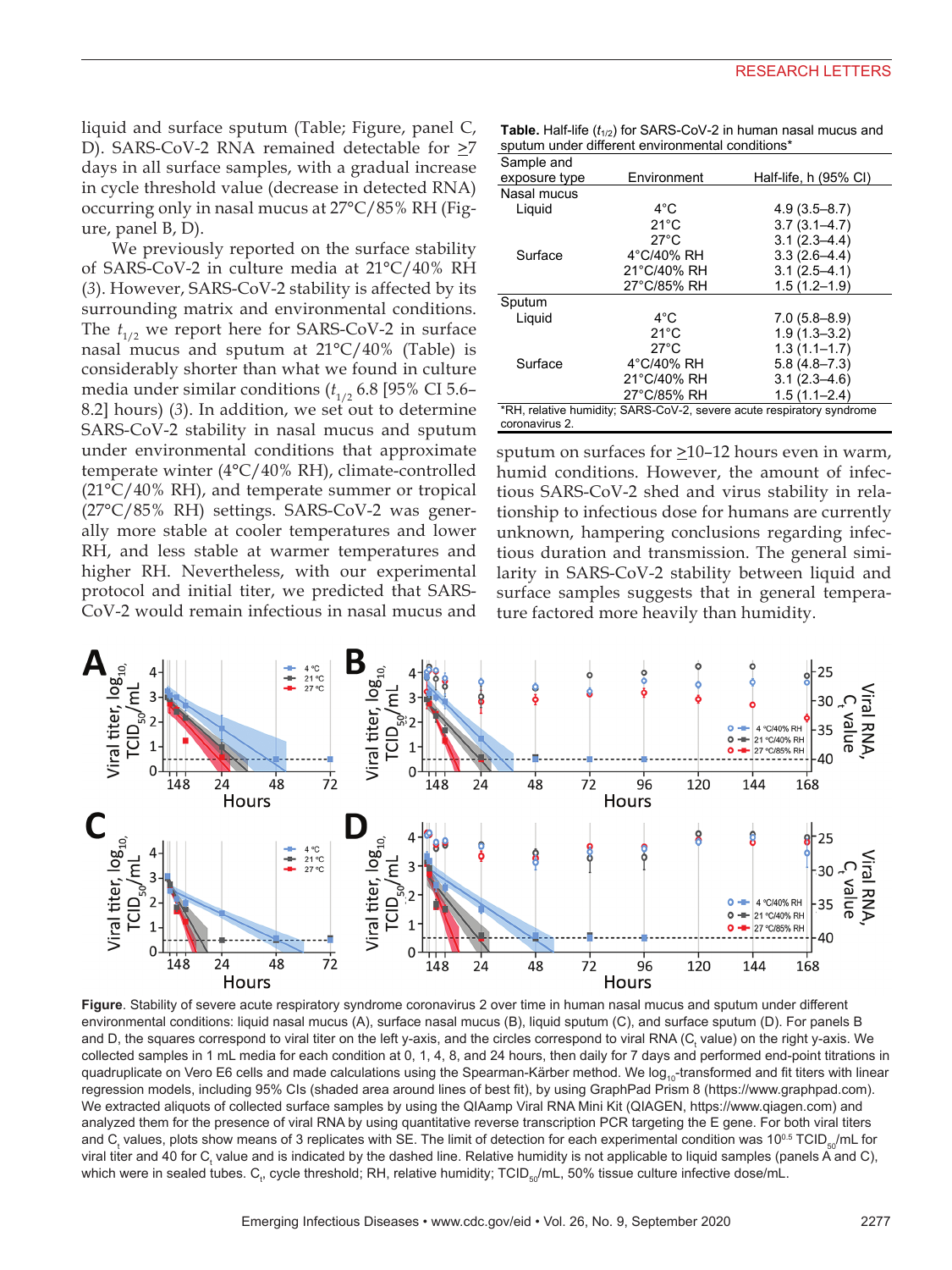liquid and surface sputum (Table; Figure, panel C, D). SARS-CoV-2 RNA remained detectable for ≥7 days in all surface samples, with a gradual increase in cycle threshold value (decrease in detected RNA) occurring only in nasal mucus at 27°C/85% RH (Figure, panel B, D).

We previously reported on the surface stability of SARS-CoV-2 in culture media at 21°C/40% RH (*3*). However, SARS-CoV-2 stability is affected by its surrounding matrix and environmental conditions. The $t_{1/2}$ we report here for SARS-CoV-2 in surface nasal mucus and sputum at 21°C/40% (Table) is considerably shorter than what we found in culture media under similar conditions ($t_{1/2}$ 6.8 [95% CI 5.6–8.2] hours) (*3*). In addition, we set out to determine SARS-CoV-2 stability in nasal mucus and sputum under environmental conditions that approximate temperate winter (4°C/40% RH), climate-controlled (21°C/40% RH), and temperate summer or tropical (27°C/85% RH) settings. SARS-CoV-2 was generally more stable at cooler temperatures and lower RH, and less stable at warmer temperatures and higher RH. Nevertheless, with our experimental protocol and initial titer, we predicted that SARS-CoV-2 would remain infectious in nasal mucus and sputum on surfaces for ≥10–12 hours even in warm, humid conditions. However, the amount of infectious SARS-CoV-2 shed and virus stability in relationship to infectious dose for humans are currently unknown, hampering conclusions regarding infectious duration and transmission. The general similarity in SARS-CoV-2 stability between liquid and surface samples suggests that in general temperature factored more heavily than humidity.

**Table.** Half-life ($t_{1/2}$) for SARS-CoV-2 in human nasal mucus and sputum under different environmental conditions*

| Sample and exposure type | Environment | Half-life, h (95% CI) |
|---|---|---|
| Nasal mucus | | |
| Liquid | 4°C | 4.9 (3.5–8.7) |
| | 21°C | 3.7 (3.1–4.7) |
| | 27°C | 3.1 (2.3–4.4) |
| Surface | 4°C/40% RH | 3.3 (2.6–4.4) |
| | 21°C/40% RH | 3.1 (2.5–4.1) |
| | 27°C/85% RH | 1.5 (1.2–1.9) |
| Sputum | | |
| Liquid | 4°C | 7.0 (5.8–8.9) |
| | 21°C | 1.9 (1.3–3.2) |
| | 27°C | 1.3 (1.1–1.7) |
| Surface | 4°C/40% RH | 5.8 (4.8–7.3) |
| | 21°C/40% RH | 3.1 (2.3–4.6) |
| | 27°C/85% RH | 1.5 (1.1–2.4) |

*RH, relative humidity; SARS-CoV-2, severe acute respiratory syndrome coronavirus 2.

**Figure**. Stability of severe acute respiratory syndrome coronavirus 2 over time in human nasal mucus and sputum under different environmental conditions: liquid nasal mucus (A), surface nasal mucus (B), liquid sputum (C), and surface sputum (D). For panels B and D, the squares correspond to viral titer on the left y-axis, and the circles correspond to viral RNA ($C_t$ value) on the right y-axis. We collected samples in 1 mL media for each condition at 0, 1, 4, 8, and 24 hours, then daily for 7 days and performed end-point titrations in quadruplicate on Vero E6 cells and made calculations using the Spearman-Kärber method. We used $log_{10}$-transformed and fit titers with linear regression models, including 95% CIs (shaded area around lines of best fit), by using GraphPad Prism 8 (https://www.graphpad.com). We extracted aliquots of collected surface samples by using the QIAamp Viral RNA Mini Kit (QIAGEN, https://www.qiagen.com) and analyzed them for the presence of viral RNA by using quantitative reverse transcription PCR targeting the E gene. For both viral titers and $C_t$ values, plots show means of 3 replicates with SE. The limit of detection for each experimental condition was $10^{0.5}$ $TCID_{50}$/mL for viral titer and 40 for $C_t$ value and is indicated by the dashed line. Relative humidity is not applicable to liquid samples (panels A and C), which were in sealed tubes. $C_t$, cycle threshold; RH, relative humidity; $TCID_{50}$/mL, 50% tissue culture infective dose/mL.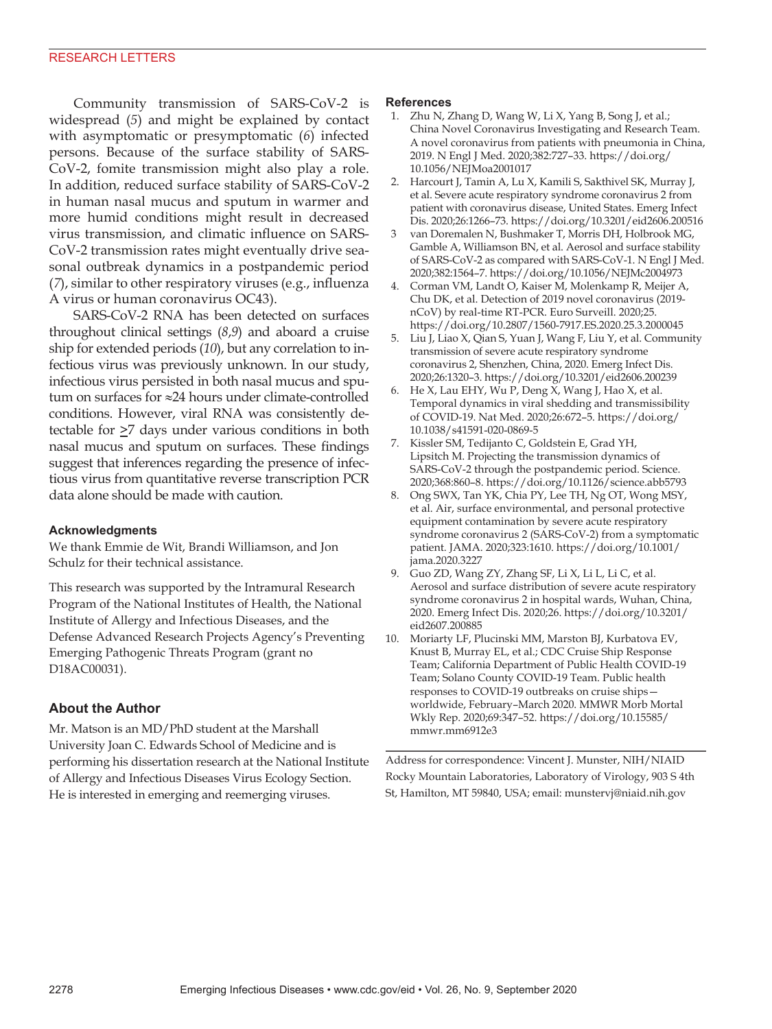Community transmission of SARS-CoV-2 is widespread (*5*) and might be explained by contact with asymptomatic or presymptomatic (*6*) infected persons. Because of the surface stability of SARS-CoV-2, fomite transmission might also play a role. In addition, reduced surface stability of SARS-CoV-2 in human nasal mucus and sputum in warmer and more humid conditions might result in decreased virus transmission, and climatic influence on SARS-CoV-2 transmission rates might eventually drive seasonal outbreak dynamics in a postpandemic period (*7*), similar to other respiratory viruses (e.g., influenza A virus or human coronavirus OC43).

SARS-CoV-2 RNA has been detected on surfaces throughout clinical settings (*8*,*9*) and aboard a cruise ship for extended periods (*10*), but any correlation to infectious virus was previously unknown. In our study, infectious virus persisted in both nasal mucus and sputum on surfaces for ≈24 hours under climate-controlled conditions. However, viral RNA was consistently detectable for ≥7 days under various conditions in both nasal mucus and sputum on surfaces. These findings suggest that inferences regarding the presence of infectious virus from quantitative reverse transcription PCR data alone should be made with caution.

### Acknowledgments

We thank Emmie de Wit, Brandi Williamson, and Jon Schulz for their technical assistance.

This research was supported by the Intramural Research Program of the National Institutes of Health, the National Institute of Allergy and Infectious Diseases, and the Defense Advanced Research Projects Agency's Preventing Emerging Pathogenic Threats Program (grant no D18AC00031).

## About the Author

Mr. Matson is an MD/PhD student at the Marshall University Joan C. Edwards School of Medicine and is performing his dissertation research at the National Institute of Allergy and Infectious Diseases Virus Ecology Section. He is interested in emerging and reemerging viruses.

### References

1. Zhu N, Zhang D, Wang W, Li X, Yang B, Song J, et al.; China Novel Coronavirus Investigating and Research Team. A novel coronavirus from patients with pneumonia in China, 2019. N Engl J Med. 2020;382:727–33. https://doi.org/10.1056/NEJMoa2001017
2. Harcourt J, Tamin A, Lu X, Kamili S, Sakthivel SK, Murray J, et al. Severe acute respiratory syndrome coronavirus 2 from patient with coronavirus disease, United States. Emerg Infect Dis. 2020;26:1266–73. https://doi.org/10.3201/eid2606.200516
3. van Doremalen N, Bushmaker T, Morris DH, Holbrook MG, Gamble A, Williamson BN, et al. Aerosol and surface stability of SARS-CoV-2 as compared with SARS-CoV-1. N Engl J Med. 2020;382:1564–7. https://doi.org/10.1056/NEJMc2004973
4. Corman VM, Landt O, Kaiser M, Molenkamp R, Meijer A, Chu DK, et al. Detection of 2019 novel coronavirus (2019-nCoV) by real-time RT-PCR. Euro Surveill. 2020;25. https://doi.org/10.2807/1560-7917.ES.2020.25.3.2000045
5. Liu J, Liao X, Qian S, Yuan J, Wang F, Liu Y, et al. Community transmission of severe acute respiratory syndrome coronavirus 2, Shenzhen, China, 2020. Emerg Infect Dis. 2020;26:1320–3. https://doi.org/10.3201/eid2606.200239
6. He X, Lau EHY, Wu P, Deng X, Wang J, Hao X, et al. Temporal dynamics in viral shedding and transmissibility of COVID-19. Nat Med. 2020;26:672–5. https://doi.org/10.1038/s41591-020-0869-5
7. Kissler SM, Tedijanto C, Goldstein E, Grad YH, Lipsitch M. Projecting the transmission dynamics of SARS-CoV-2 through the postpandemic period. Science. 2020;368:860–8. https://doi.org/10.1126/science.abb5793
8. Ong SWX, Tan YK, Chia PY, Lee TH, Ng OT, Wong MSY, et al. Air, surface environmental, and personal protective equipment contamination by severe acute respiratory syndrome coronavirus 2 (SARS-CoV-2) from a symptomatic patient. JAMA. 2020;323:1610. https://doi.org/10.1001/jama.2020.3227
9. Guo ZD, Wang ZY, Zhang SF, Li X, Li L, Li C, et al. Aerosol and surface distribution of severe acute respiratory syndrome coronavirus 2 in hospital wards, Wuhan, China, 2020. Emerg Infect Dis. 2020;26. https://doi.org/10.3201/eid2607.200885
10. Moriarty LF, Plucinski MM, Marston BJ, Kurbatova EV, Knust B, Murray EL, et al.; CDC Cruise Ship Response Team; California Department of Public Health COVID-19 Team; Solano County COVID-19 Team. Public health responses to COVID-19 outbreaks on cruise ships—worldwide, February–March 2020. MMWR Morb Mortal Wkly Rep. 2020;69:347–52. https://doi.org/10.15585/mmwr.mm6912e3

Address for correspondence: Vincent J. Munster, NIH/NIAID Rocky Mountain Laboratories, Laboratory of Virology, 903 S 4th St, Hamilton, MT 59840, USA; email: munstervj@niaid.nih.gov